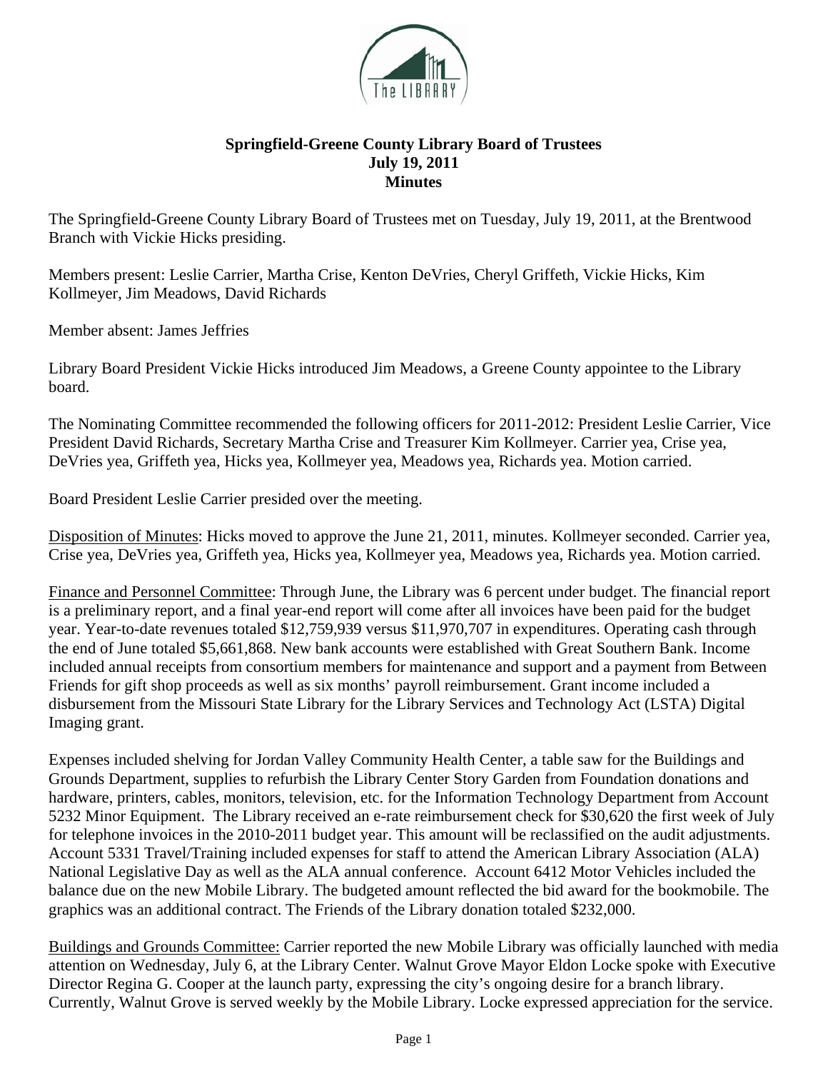**Springfield-Greene County Library Board of Trustees**
**July 19, 2011**
**Minutes**

The Springfield-Greene County Library Board of Trustees met on Tuesday, July 19, 2011, at the Brentwood Branch with Vickie Hicks presiding.

Members present: Leslie Carrier, Martha Crise, Kenton DeVries, Cheryl Griffeth, Vickie Hicks, Kim Kollmeyer, Jim Meadows, David Richards

Member absent: James Jeffries

Library Board President Vickie Hicks introduced Jim Meadows, a Greene County appointee to the Library board.

The Nominating Committee recommended the following officers for 2011-2012: President Leslie Carrier, Vice President David Richards, Secretary Martha Crise and Treasurer Kim Kollmeyer. Carrier yea, Crise yea, DeVries yea, Griffeth yea, Hicks yea, Kollmeyer yea, Meadows yea, Richards yea. Motion carried.

Board President Leslie Carrier presided over the meeting.

Disposition of Minutes: Hicks moved to approve the June 21, 2011, minutes. Kollmeyer seconded. Carrier yea, Crise yea, DeVries yea, Griffeth yea, Hicks yea, Kollmeyer yea, Meadows yea, Richards yea. Motion carried.

Finance and Personnel Committee: Through June, the Library was 6 percent under budget. The financial report is a preliminary report, and a final year-end report will come after all invoices have been paid for the budget year. Year-to-date revenues totaled $12,759,939 versus $11,970,707 in expenditures. Operating cash through the end of June totaled $5,661,868. New bank accounts were established with Great Southern Bank. Income included annual receipts from consortium members for maintenance and support and a payment from Between Friends for gift shop proceeds as well as six months' payroll reimbursement. Grant income included a disbursement from the Missouri State Library for the Library Services and Technology Act (LSTA) Digital Imaging grant.

Expenses included shelving for Jordan Valley Community Health Center, a table saw for the Buildings and Grounds Department, supplies to refurbish the Library Center Story Garden from Foundation donations and hardware, printers, cables, monitors, television, etc. for the Information Technology Department from Account 5232 Minor Equipment. The Library received an e-rate reimbursement check for $30,620 the first week of July for telephone invoices in the 2010-2011 budget year. This amount will be reclassified on the audit adjustments. Account 5331 Travel/Training included expenses for staff to attend the American Library Association (ALA) National Legislative Day as well as the ALA annual conference. Account 6412 Motor Vehicles included the balance due on the new Mobile Library. The budgeted amount reflected the bid award for the bookmobile. The graphics was an additional contract. The Friends of the Library donation totaled $232,000.

Buildings and Grounds Committee: Carrier reported the new Mobile Library was officially launched with media attention on Wednesday, July 6, at the Library Center. Walnut Grove Mayor Eldon Locke spoke with Executive Director Regina G. Cooper at the launch party, expressing the city's ongoing desire for a branch library. Currently, Walnut Grove is served weekly by the Mobile Library. Locke expressed appreciation for the service.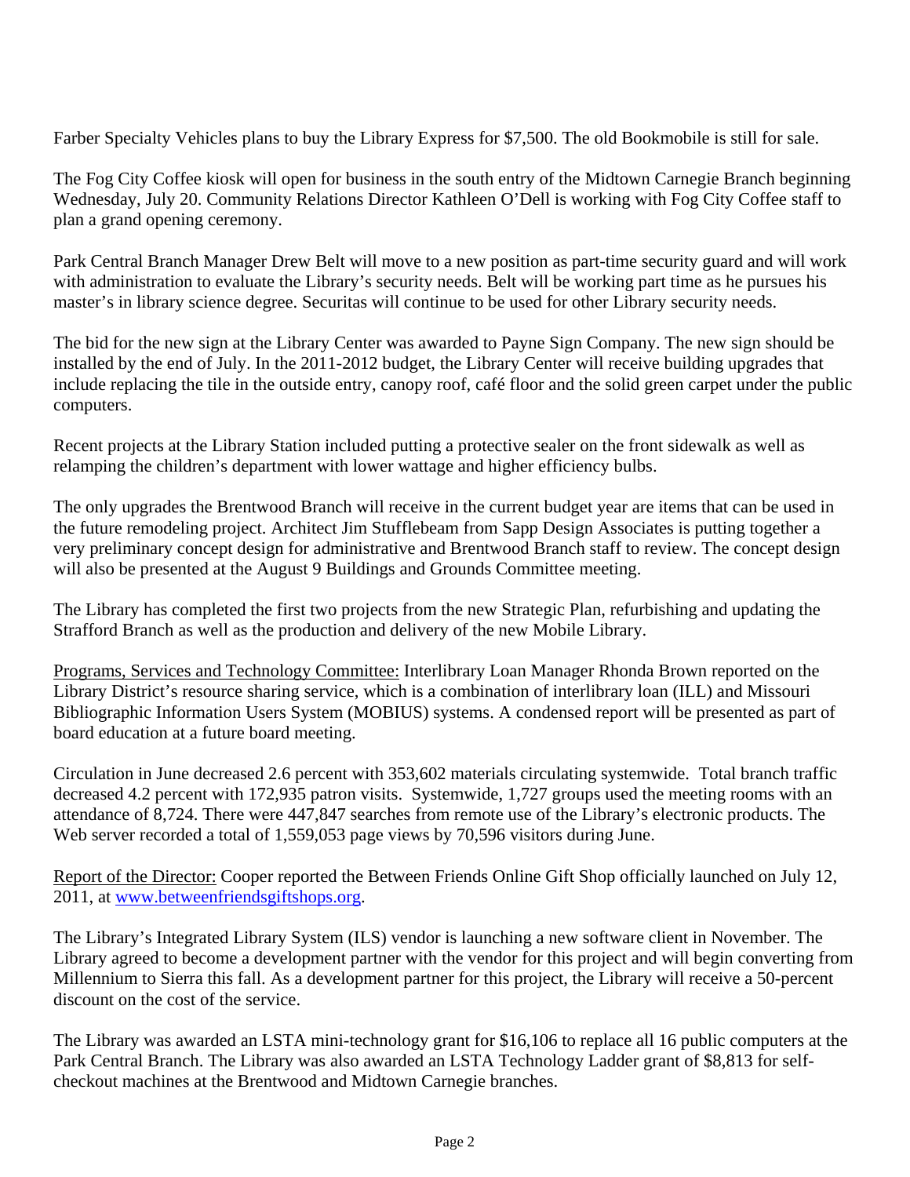Farber Specialty Vehicles plans to buy the Library Express for $7,500. The old Bookmobile is still for sale.

The Fog City Coffee kiosk will open for business in the south entry of the Midtown Carnegie Branch beginning Wednesday, July 20. Community Relations Director Kathleen O'Dell is working with Fog City Coffee staff to plan a grand opening ceremony.

Park Central Branch Manager Drew Belt will move to a new position as part-time security guard and will work with administration to evaluate the Library's security needs. Belt will be working part time as he pursues his master's in library science degree. Securitas will continue to be used for other Library security needs.

The bid for the new sign at the Library Center was awarded to Payne Sign Company. The new sign should be installed by the end of July. In the 2011-2012 budget, the Library Center will receive building upgrades that include replacing the tile in the outside entry, canopy roof, café floor and the solid green carpet under the public computers.

Recent projects at the Library Station included putting a protective sealer on the front sidewalk as well as relamping the children's department with lower wattage and higher efficiency bulbs.

The only upgrades the Brentwood Branch will receive in the current budget year are items that can be used in the future remodeling project. Architect Jim Stufflebeam from Sapp Design Associates is putting together a very preliminary concept design for administrative and Brentwood Branch staff to review. The concept design will also be presented at the August 9 Buildings and Grounds Committee meeting.

The Library has completed the first two projects from the new Strategic Plan, refurbishing and updating the Strafford Branch as well as the production and delivery of the new Mobile Library.

Programs, Services and Technology Committee: Interlibrary Loan Manager Rhonda Brown reported on the Library District's resource sharing service, which is a combination of interlibrary loan (ILL) and Missouri Bibliographic Information Users System (MOBIUS) systems. A condensed report will be presented as part of board education at a future board meeting.

Circulation in June decreased 2.6 percent with 353,602 materials circulating systemwide. Total branch traffic decreased 4.2 percent with 172,935 patron visits. Systemwide, 1,727 groups used the meeting rooms with an attendance of 8,724. There were 447,847 searches from remote use of the Library's electronic products. The Web server recorded a total of 1,559,053 page views by 70,596 visitors during June.

Report of the Director: Cooper reported the Between Friends Online Gift Shop officially launched on July 12, 2011, at [www.betweenfriendsgiftshops.org](http://www.betweenfriendsgiftshops.org).

The Library's Integrated Library System (ILS) vendor is launching a new software client in November. The Library agreed to become a development partner with the vendor for this project and will begin converting from Millennium to Sierra this fall. As a development partner for this project, the Library will receive a 50-percent discount on the cost of the service.

The Library was awarded an LSTA mini-technology grant for $16,106 to replace all 16 public computers at the Park Central Branch. The Library was also awarded an LSTA Technology Ladder grant of $8,813 for self-checkout machines at the Brentwood and Midtown Carnegie branches.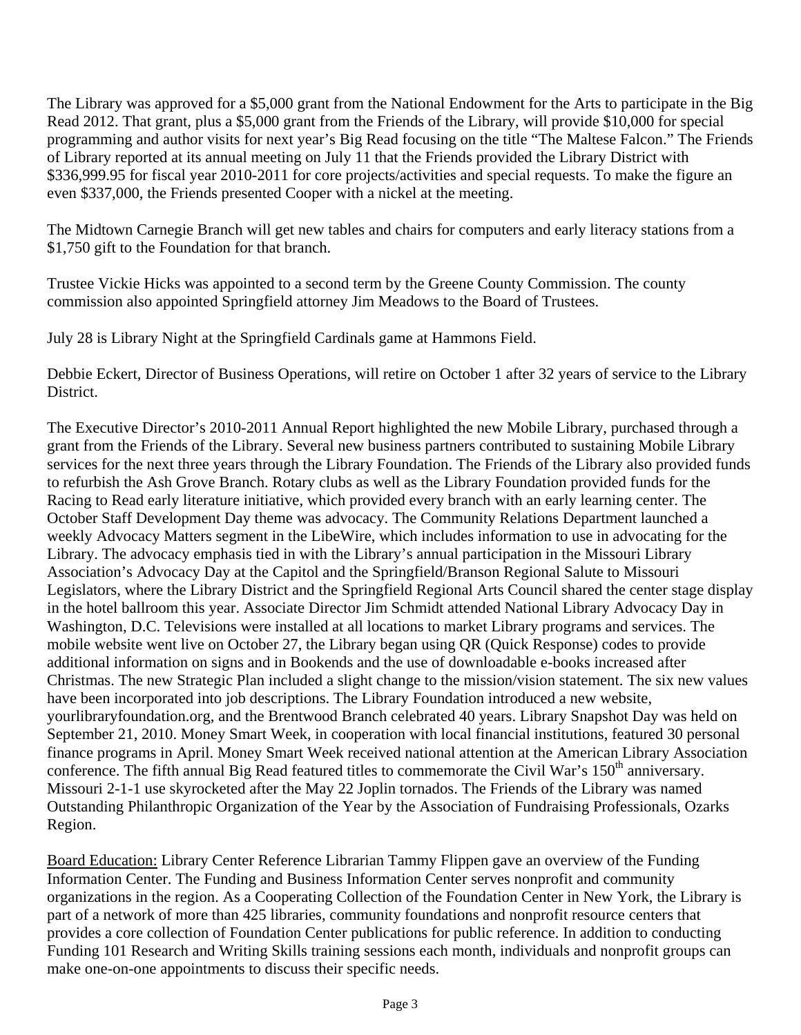The Library was approved for a $5,000 grant from the National Endowment for the Arts to participate in the Big Read 2012. That grant, plus a $5,000 grant from the Friends of the Library, will provide $10,000 for special programming and author visits for next year's Big Read focusing on the title "The Maltese Falcon." The Friends of Library reported at its annual meeting on July 11 that the Friends provided the Library District with $336,999.95 for fiscal year 2010-2011 for core projects/activities and special requests. To make the figure an even $337,000, the Friends presented Cooper with a nickel at the meeting.

The Midtown Carnegie Branch will get new tables and chairs for computers and early literacy stations from a $1,750 gift to the Foundation for that branch.

Trustee Vickie Hicks was appointed to a second term by the Greene County Commission. The county commission also appointed Springfield attorney Jim Meadows to the Board of Trustees.

July 28 is Library Night at the Springfield Cardinals game at Hammons Field.

Debbie Eckert, Director of Business Operations, will retire on October 1 after 32 years of service to the Library District.

The Executive Director's 2010-2011 Annual Report highlighted the new Mobile Library, purchased through a grant from the Friends of the Library. Several new business partners contributed to sustaining Mobile Library services for the next three years through the Library Foundation. The Friends of the Library also provided funds to refurbish the Ash Grove Branch. Rotary clubs as well as the Library Foundation provided funds for the Racing to Read early literature initiative, which provided every branch with an early learning center. The October Staff Development Day theme was advocacy. The Community Relations Department launched a weekly Advocacy Matters segment in the LibeWire, which includes information to use in advocating for the Library. The advocacy emphasis tied in with the Library's annual participation in the Missouri Library Association's Advocacy Day at the Capitol and the Springfield/Branson Regional Salute to Missouri Legislators, where the Library District and the Springfield Regional Arts Council shared the center stage display in the hotel ballroom this year. Associate Director Jim Schmidt attended National Library Advocacy Day in Washington, D.C. Televisions were installed at all locations to market Library programs and services. The mobile website went live on October 27, the Library began using QR (Quick Response) codes to provide additional information on signs and in Bookends and the use of downloadable e-books increased after Christmas. The new Strategic Plan included a slight change to the mission/vision statement. The six new values have been incorporated into job descriptions. The Library Foundation introduced a new website, yourlibraryfoundation.org, and the Brentwood Branch celebrated 40 years. Library Snapshot Day was held on September 21, 2010. Money Smart Week, in cooperation with local financial institutions, featured 30 personal finance programs in April. Money Smart Week received national attention at the American Library Association conference. The fifth annual Big Read featured titles to commemorate the Civil War's 150th anniversary. Missouri 2-1-1 use skyrocketed after the May 22 Joplin tornados. The Friends of the Library was named Outstanding Philanthropic Organization of the Year by the Association of Fundraising Professionals, Ozarks Region.

Board Education: Library Center Reference Librarian Tammy Flippen gave an overview of the Funding Information Center. The Funding and Business Information Center serves nonprofit and community organizations in the region. As a Cooperating Collection of the Foundation Center in New York, the Library is part of a network of more than 425 libraries, community foundations and nonprofit resource centers that provides a core collection of Foundation Center publications for public reference. In addition to conducting Funding 101 Research and Writing Skills training sessions each month, individuals and nonprofit groups can make one-on-one appointments to discuss their specific needs.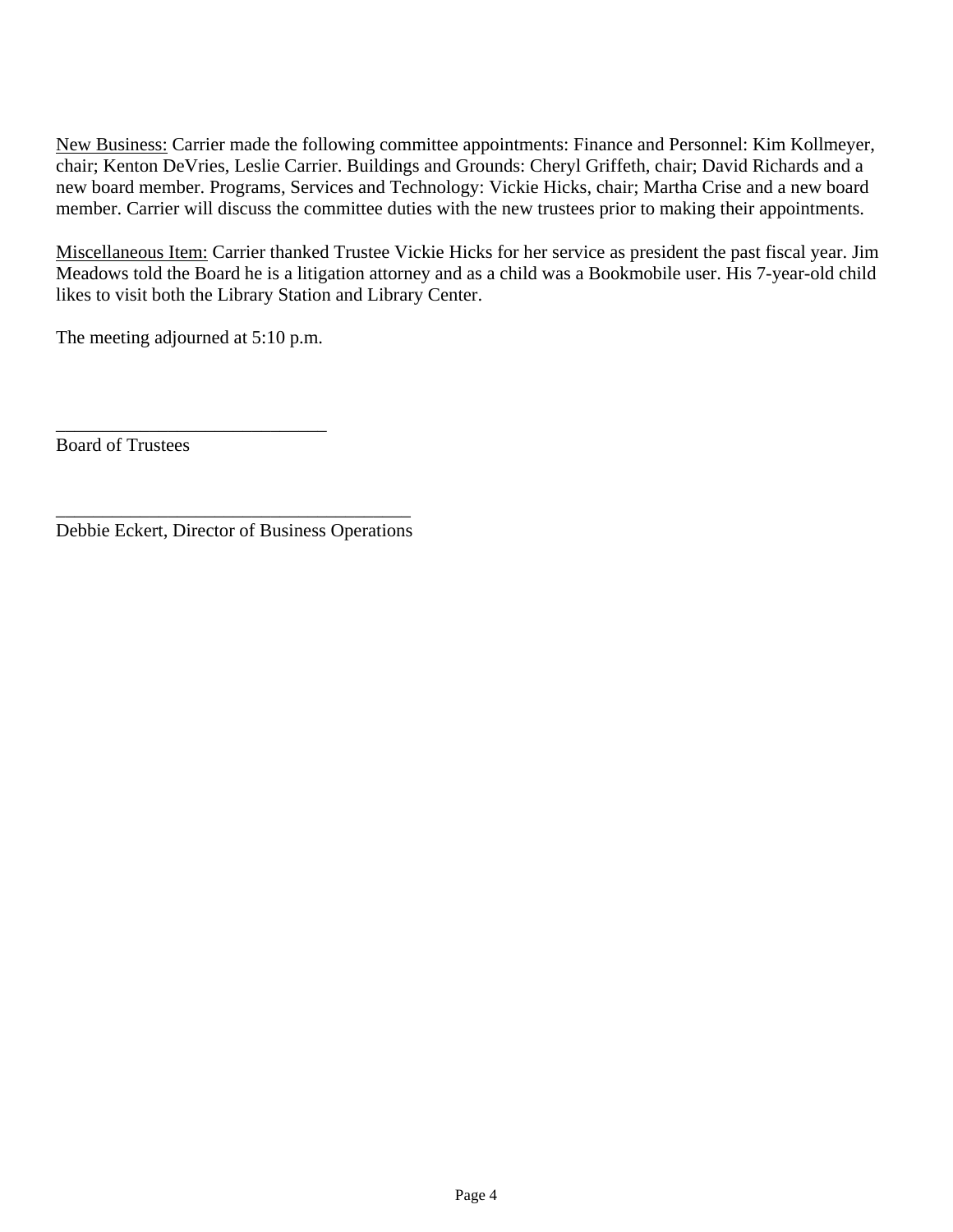<u>New Business:</u> Carrier made the following committee appointments: Finance and Personnel: Kim Kollmeyer, chair; Kenton DeVries, Leslie Carrier. Buildings and Grounds: Cheryl Griffeth, chair; David Richards and a new board member. Programs, Services and Technology: Vickie Hicks, chair; Martha Crise and a new board member. Carrier will discuss the committee duties with the new trustees prior to making their appointments.

<u>Miscellaneous Item:</u> Carrier thanked Trustee Vickie Hicks for her service as president the past fiscal year. Jim Meadows told the Board he is a litigation attorney and as a child was a Bookmobile user. His 7-year-old child likes to visit both the Library Station and Library Center.

The meeting adjourned at 5:10 p.m.

\_\_\_\_\_\_\_\_\_\_\_\_\_\_\_\_\_\_\_\_\_\_\_\_\_\_\_\_\_\_
Board of Trustees

\_\_\_\_\_\_\_\_\_\_\_\_\_\_\_\_\_\_\_\_\_\_\_\_\_\_\_\_\_\_\_\_\_\_\_\_\_\_\_
Debbie Eckert, Director of Business Operations